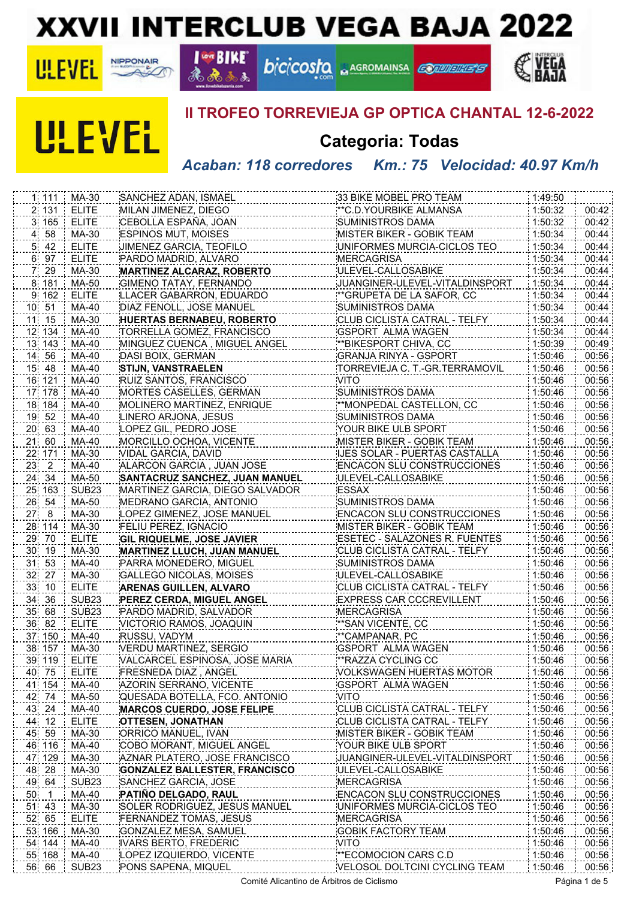# XXVII INTERCLUB VEGA BAJA 2022

## II TROFEO TORREVIEJA GP OPTICA CHANTAL 12-6-2022

## Categoria: Todas

*Acaban: 118 corredores Km.: 75 Velocidad: 40.97 Km/h*

| | | | | | | |
|---|---|---|---|---|---|---|
| 1 | 111 | MA-30 | SANCHEZ ADAN, ISMAEL | 33 BIKE MOBEL PRO TEAM | 1:49:50 | |
| 2 | 131 | ELITE | MILAN JIMENEZ, DIEGO | **C.D.YOURBIKE ALMANSA | 1:50:32 | 00:42 |
| 3 | 165 | ELITE | CEBOLLA ESPAÑA, JOAN | SUMINISTROS DAMA | 1:50:32 | 00:42 |
| 4 | 58 | MA-30 | ESPINOS MUT, MOISES | MISTER BIKER - GOBIK TEAM | 1:50:34 | 00:44 |
| 5 | 42 | ELITE | JIMENEZ GARCIA, TEOFILO | UNIFORMES MURCIA-CICLOS TEO | 1:50:34 | 00:44 |
| 6 | 97 | ELITE | PARDO MADRID, ALVARO | MERCAGRISA | 1:50:34 | 00:44 |
| 7 | 29 | MA-30 | **MARTINEZ ALCARAZ, ROBERTO** | ULEVEL-CALLOSABIKE | 1:50:34 | 00:44 |
| 8 | 181 | MA-50 | GIMENO TATAY, FERNANDO | JUANGINER-ULEVEL-VITALDINSPORT | 1:50:34 | 00:44 |
| 9 | 162 | ELITE | LLACER GABARRON, EDUARDO | **GRUPETA DE LA SAFOR, CC | 1:50:34 | 00:44 |
| 10 | 51 | MA-40 | DIAZ FENOLL, JOSE MANUEL | SUMINISTROS DAMA | 1:50:34 | 00:44 |
| 11 | 15 | MA-30 | **HUERTAS BERNABEU, ROBERTO** | CLUB CICLISTA CATRAL - TELFY | 1:50:34 | 00:44 |
| 12 | 134 | MA-40 | TORRELLA GOMEZ, FRANCISCO | GSPORT ALMA WAGEN | 1:50:34 | 00:44 |
| 13 | 143 | MA-40 | MINGUEZ CUENCA , MIGUEL ANGEL | **BIKESPORT CHIVA, CC | 1:50:39 | 00:49 |
| 14 | 56 | MA-40 | DASI BOIX, GERMAN | GRANJA RINYA - GSPORT | 1:50:46 | 00:56 |
| 15 | 48 | MA-40 | **STIJN, VANSTRAELEN** | TORREVIEJA C. T.-GR.TERRAMOVIL | 1:50:46 | 00:56 |
| 16 | 121 | MA-40 | RUIZ SANTOS, FRANCISCO | VITO | 1:50:46 | 00:56 |
| 17 | 178 | MA-40 | MORTES CASELLES, GERMAN | SUMINISTROS DAMA | 1:50:46 | 00:56 |
| 18 | 184 | MA-40 | MOLINERO MARTINEZ, ENRIQUE | **MONPEDAL CASTELLON, CC | 1:50:46 | 00:56 |
| 19 | 52 | MA-40 | LINERO ARJONA, JESUS | SUMINISTROS DAMA | 1:50:46 | 00:56 |
| 20 | 63 | MA-40 | LOPEZ GIL, PEDRO JOSE | YOUR BIKE ULB SPORT | 1:50:46 | 00:56 |
| 21 | 60 | MA-40 | MORCILLO OCHOA, VICENTE | MISTER BIKER - GOBIK TEAM | 1:50:46 | 00:56 |
| 22 | 171 | MA-30 | VIDAL GARCIA, DAVID | IJES SOLAR - PUERTAS CASTALLA | 1:50:46 | 00:56 |
| 23 | 2 | MA-40 | ALARCON GARCIA , JUAN JOSE | ENCACON SLU CONSTRUCCIONES | 1:50:46 | 00:56 |
| 24 | 34 | MA-50 | **SANTACRUZ SANCHEZ, JUAN MANUEL** | ULEVEL-CALLOSABIKE | 1:50:46 | 00:56 |
| 25 | 163 | SUB23 | MARTINEZ GARCIA, DIEGO SALVADOR | ESSAX | 1:50:46 | 00:56 |
| 26 | 54 | MA-50 | MEDRANO GARCIA, ANTONIO | SUMINISTROS DAMA | 1:50:46 | 00:56 |
| 27 | 8 | MA-30 | LOPEZ GIMENEZ, JOSE MANUEL | ENCACON SLU CONSTRUCCIONES | 1:50:46 | 00:56 |
| 28 | 114 | MA-30 | FELIU PEREZ, IGNACIO | MISTER BIKER - GOBIK TEAM | 1:50:46 | 00:56 |
| 29 | 70 | ELITE | **GIL RIQUELME, JOSE JAVIER** | ESETEC - SALAZONES R. FUENTES | 1:50:46 | 00:56 |
| 30 | 19 | MA-30 | **MARTINEZ LLUCH, JUAN MANUEL** | CLUB CICLISTA CATRAL - TELFY | 1:50:46 | 00:56 |
| 31 | 53 | MA-40 | PARRA MONEDERO, MIGUEL | SUMINISTROS DAMA | 1:50:46 | 00:56 |
| 32 | 27 | MA-30 | GALLEGO NICOLAS, MOISES | ULEVEL-CALLOSABIKE | 1:50:46 | 00:56 |
| 33 | 10 | ELITE | **ARENAS GUILLEN, ALVARO** | CLUB CICLISTA CATRAL - TELFY | 1:50:46 | 00:56 |
| 34 | 36 | SUB23 | **PEREZ CERDA, MIGUEL ANGEL** | EXPRESS CAR CCCREVILLENT | 1:50:46 | 00:56 |
| 35 | 68 | SUB23 | PARDO MADRID, SALVADOR | MERCAGRISA | 1:50:46 | 00:56 |
| 36 | 82 | ELITE | VICTORIO RAMOS, JOAQUIN | **SAN VICENTE, CC | 1:50:46 | 00:56 |
| 37 | 150 | MA-40 | RUSSU, VADYM | **CAMPANAR, PC | 1:50:46 | 00:56 |
| 38 | 157 | MA-30 | VERDU MARTINEZ, SERGIO | GSPORT ALMA WAGEN | 1:50:46 | 00:56 |
| 39 | 119 | ELITE | VALCARCEL ESPINOSA, JOSE MARIA | **RAZZA CYCLING CC | 1:50:46 | 00:56 |
| 40 | 75 | ELITE | FRESNEDA DIAZ , ANGEL | VOLKSWAGEN HUERTAS MOTOR | 1:50:46 | 00:56 |
| 41 | 154 | MA-40 | AZORIN SERRANO, VICENTE | GSPORT ALMA WAGEN | 1:50:46 | 00:56 |
| 42 | 74 | MA-50 | QUESADA BOTELLA, FCO. ANTONIO | VITO | 1:50:46 | 00:56 |
| 43 | 24 | MA-40 | **MARCOS CUERDO, JOSE FELIPE** | CLUB CICLISTA CATRAL - TELFY | 1:50:46 | 00:56 |
| 44 | 12 | ELITE | **OTTESEN, JONATHAN** | CLUB CICLISTA CATRAL - TELFY | 1:50:46 | 00:56 |
| 45 | 59 | MA-30 | ORRICO MANUEL, IVAN | MISTER BIKER - GOBIK TEAM | 1:50:46 | 00:56 |
| 46 | 116 | MA-40 | COBO MORANT, MIGUEL ANGEL | YOUR BIKE ULB SPORT | 1:50:46 | 00:56 |
| 47 | 129 | MA-30 | AZNAR PLATERO, JOSE FRANCISCO | JUANGINER-ULEVEL-VITALDINSPORT | 1:50:46 | 00:56 |
| 48 | 28 | MA-30 | **GONZALEZ BALLESTER, FRANCISCO** | ULEVEL-CALLOSABIKE | 1:50:46 | 00:56 |
| 49 | 64 | SUB23 | SANCHEZ GARCIA, JOSE | MERCAGRISA | 1:50:46 | 00:56 |
| 50 | 1 | MA-40 | **PATIÑO DELGADO, RAUL** | ENCACON SLU CONSTRUCCIONES | 1:50:46 | 00:56 |
| 51 | 43 | MA-30 | SOLER RODRIGUEZ, JESUS MANUEL | UNIFORMES MURCIA-CICLOS TEO | 1:50:46 | 00:56 |
| 52 | 65 | ELITE | FERNANDEZ TOMAS, JESUS | MERCAGRISA | 1:50:46 | 00:56 |
| 53 | 166 | MA-30 | GONZALEZ MESA, SAMUEL | GOBIK FACTORY TEAM | 1:50:46 | 00:56 |
| 54 | 144 | MA-40 | IVARS BERTO, FREDERIC | VITO | 1:50:46 | 00:56 |
| 55 | 168 | MA-40 | LOPEZ IZQUIERDO, VICENTE | **ECOMOCION CARS C.D | 1:50:46 | 00:56 |
| 56 | 66 | SUB23 | PONS SAPENA, MIQUEL | VELOSOL DOLTCINI CYCLING TEAM | 1:50:46 | 00:56 |

Comité Alicantino de Árbitros de Ciclismo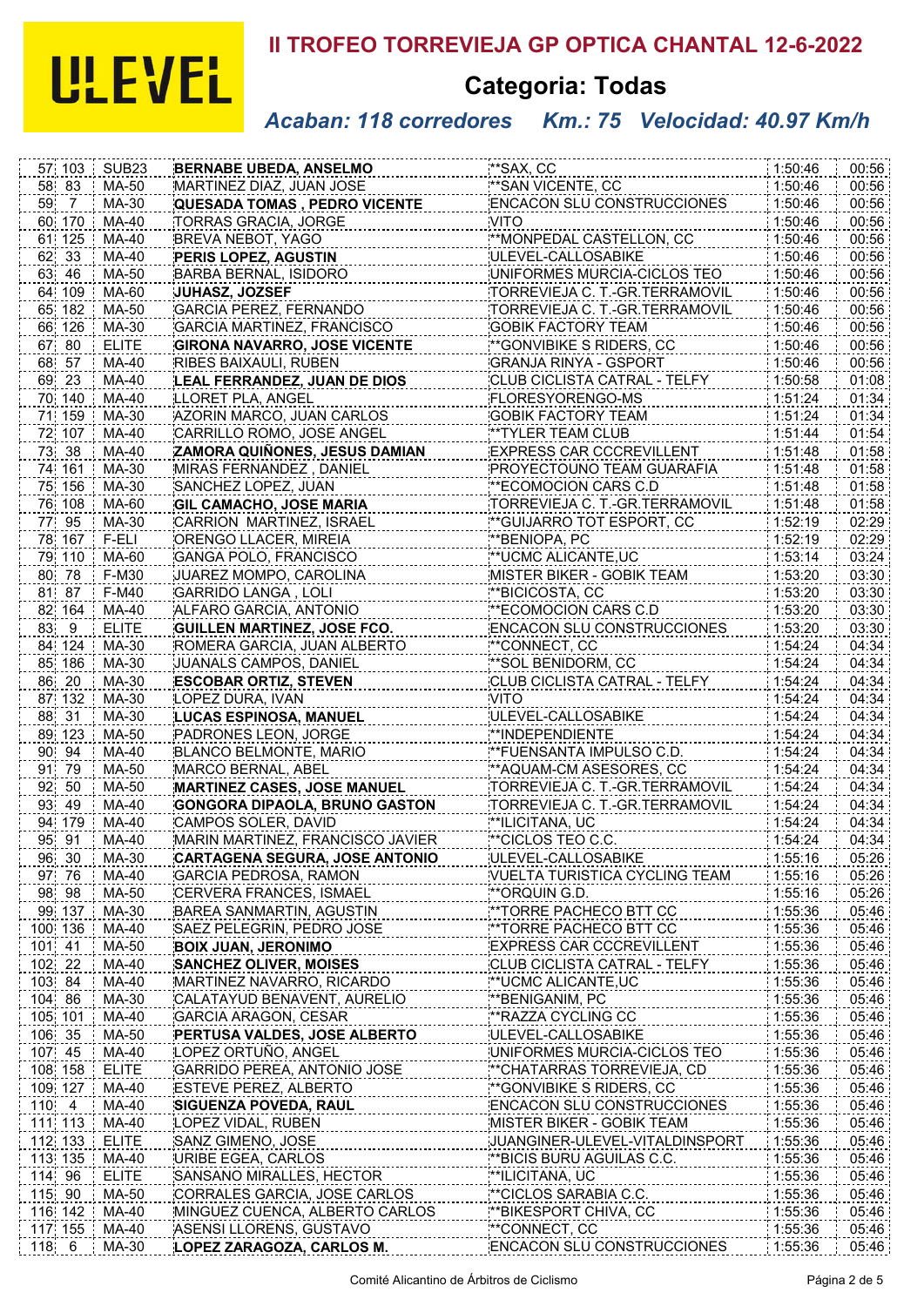ULEVEL

# II TROFEO TORREVIEJA GP OPTICA CHANTAL 12-6-2022

## Categoria: Todas

### *Acaban: 118 corredores Km.: 75 Velocidad: 40.97 Km/h*

| | | | | | | |
|---|---|---|---|---|---|---|
| 57 | 103 | SUB23 | **BERNABE UBEDA, ANSELMO** | **SAX, CC | 1:50:46 | 00:56 |
| 58 | 83 | MA-50 | MARTINEZ DIAZ, JUAN JOSE | **SAN VICENTE, CC | 1:50:46 | 00:56 |
| 59 | 7 | MA-30 | **QUESADA TOMAS , PEDRO VICENTE** | ENCACON SLU CONSTRUCCIONES | 1:50:46 | 00:56 |
| 60 | 170 | MA-40 | TORRAS GRACIA, JORGE | VITO | 1:50:46 | 00:56 |
| 61 | 125 | MA-40 | BREVA NEBOT, YAGO | **MONPEDAL CASTELLON, CC | 1:50:46 | 00:56 |
| 62 | 33 | MA-40 | **PERIS LOPEZ, AGUSTIN** | ULEVEL-CALLOSABIKE | 1:50:46 | 00:56 |
| 63 | 46 | MA-50 | BARBA BERNAL, ISIDORO | UNIFORMES MURCIA-CICLOS TEO | 1:50:46 | 00:56 |
| 64 | 109 | MA-60 | **JUHASZ, JOZSEF** | TORREVIEJA C. T.-GR.TERRAMOVIL | 1:50:46 | 00:56 |
| 65 | 182 | MA-50 | GARCIA PEREZ, FERNANDO | TORREVIEJA C. T.-GR.TERRAMOVIL | 1:50:46 | 00:56 |
| 66 | 126 | MA-30 | GARCIA MARTINEZ, FRANCISCO | GOBIK FACTORY TEAM | 1:50:46 | 00:56 |
| 67 | 80 | ELITE | **GIRONA NAVARRO, JOSE VICENTE** | **GONVIBIKE S RIDERS, CC | 1:50:46 | 00:56 |
| 68 | 57 | MA-40 | RIBES BAIXAULI, RUBEN | GRANJA RINYA - GSPORT | 1:50:46 | 00:56 |
| 69 | 23 | MA-40 | **LEAL FERRANDEZ, JUAN DE DIOS** | CLUB CICLISTA CATRAL - TELFY | 1:50:58 | 01:08 |
| 70 | 140 | MA-40 | LLORET PLA, ANGEL | FLORESYORENGO-MS | 1:51:24 | 01:34 |
| 71 | 159 | MA-30 | AZORIN MARCO, JUAN CARLOS | GOBIK FACTORY TEAM | 1:51:24 | 01:34 |
| 72 | 107 | MA-40 | CARRILLO ROMO, JOSE ANGEL | **TYLER TEAM CLUB | 1:51:44 | 01:54 |
| 73 | 38 | MA-40 | **ZAMORA QUIÑONES, JESUS DAMIAN** | EXPRESS CAR CCCREVILLENT | 1:51:48 | 01:58 |
| 74 | 161 | MA-30 | MIRAS FERNANDEZ , DANIEL | PROYECTOUNO TEAM GUARAFIA | 1:51:48 | 01:58 |
| 75 | 156 | MA-30 | SANCHEZ LOPEZ, JUAN | **ECOMOCION CARS C.D | 1:51:48 | 01:58 |
| 76 | 108 | MA-60 | **GIL CAMACHO, JOSE MARIA** | TORREVIEJA C. T.-GR.TERRAMOVIL | 1:51:48 | 01:58 |
| 77 | 95 | MA-30 | CARRION MARTINEZ, ISRAEL | **GUIJARRO TOT ESPORT, CC | 1:52:19 | 02:29 |
| 78 | 167 | F-ELI | ORENGO LLACER, MIREIA | **BENIOPA, PC | 1:52:19 | 02:29 |
| 79 | 110 | MA-60 | GANGA POLO, FRANCISCO | **UCMC ALICANTE,UC | 1:53:14 | 03:24 |
| 80 | 78 | F-M30 | JUAREZ MOMPO, CAROLINA | MISTER BIKER - GOBIK TEAM | 1:53:20 | 03:30 |
| 81 | 87 | F-M40 | GARRIDO LANGA , LOLI | **BICICOSTA, CC | 1:53:20 | 03:30 |
| 82 | 164 | MA-40 | ALFARO GARCIA, ANTONIO | **ECOMOCION CARS C.D | 1:53:20 | 03:30 |
| 83 | 9 | ELITE | **GUILLEN MARTINEZ, JOSE FCO.** | ENCACON SLU CONSTRUCCIONES | 1:53:20 | 03:30 |
| 84 | 124 | MA-30 | ROMERA GARCIA, JUAN ALBERTO | **CONNECT, CC | 1:54:24 | 04:34 |
| 85 | 186 | MA-30 | JUANALS CAMPOS, DANIEL | **SOL BENIDORM, CC | 1:54:24 | 04:34 |
| 86 | 20 | MA-30 | **ESCOBAR ORTIZ, STEVEN** | CLUB CICLISTA CATRAL - TELFY | 1:54:24 | 04:34 |
| 87 | 132 | MA-30 | LOPEZ DURA, IVAN | VITO | 1:54:24 | 04:34 |
| 88 | 31 | MA-30 | **LUCAS ESPINOSA, MANUEL** | ULEVEL-CALLOSABIKE | 1:54:24 | 04:34 |
| 89 | 123 | MA-50 | PADRONES LEON, JORGE | **INDEPENDIENTE | 1:54:24 | 04:34 |
| 90 | 94 | MA-40 | BLANCO BELMONTE, MARIO | **FUENSANTA IMPULSO C.D. | 1:54:24 | 04:34 |
| 91 | 79 | MA-50 | MARCO BERNAL, ABEL | **AQUAM-CM ASESORES, CC | 1:54:24 | 04:34 |
| 92 | 50 | MA-50 | **MARTINEZ CASES, JOSE MANUEL** | TORREVIEJA C. T.-GR.TERRAMOVIL | 1:54:24 | 04:34 |
| 93 | 49 | MA-40 | **GONGORA DIPAOLA, BRUNO GASTON** | TORREVIEJA C. T.-GR.TERRAMOVIL | 1:54:24 | 04:34 |
| 94 | 179 | MA-40 | CAMPOS SOLER, DAVID | **ILICITANA, UC | 1:54:24 | 04:34 |
| 95 | 91 | MA-40 | MARIN MARTINEZ, FRANCISCO JAVIER | **CICLOS TEO C.C. | 1:54:24 | 04:34 |
| 96 | 30 | MA-30 | **CARTAGENA SEGURA, JOSE ANTONIO** | ULEVEL-CALLOSABIKE | 1:55:16 | 05:26 |
| 97 | 76 | MA-40 | GARCIA PEDROSA, RAMON | VUELTA TURISTICA CYCLING TEAM | 1:55:16 | 05:26 |
| 98 | 98 | MA-50 | CERVERA FRANCES, ISMAEL | **ORQUIN G.D. | 1:55:16 | 05:26 |
| 99 | 137 | MA-30 | BAREA SANMARTIN, AGUSTIN | **TORRE PACHECO BTT CC | 1:55:36 | 05:46 |
| 100 | 136 | MA-40 | SAEZ PELEGRIN, PEDRO JOSE | **TORRE PACHECO BTT CC | 1:55:36 | 05:46 |
| 101 | 41 | MA-50 | **BOIX JUAN, JERONIMO** | EXPRESS CAR CCCREVILLENT | 1:55:36 | 05:46 |
| 102 | 22 | MA-40 | **SANCHEZ OLIVER, MOISES** | CLUB CICLISTA CATRAL - TELFY | 1:55:36 | 05:46 |
| 103 | 84 | MA-40 | MARTINEZ NAVARRO, RICARDO | **UCMC ALICANTE,UC | 1:55:36 | 05:46 |
| 104 | 86 | MA-30 | CALATAYUD BENAVENT, AURELIO | **BENIGANIM, PC | 1:55:36 | 05:46 |
| 105 | 101 | MA-40 | GARCIA ARAGON, CESAR | **RAZZA CYCLING CC | 1:55:36 | 05:46 |
| 106 | 35 | MA-50 | **PERTUSA VALDES, JOSE ALBERTO** | ULEVEL-CALLOSABIKE | 1:55:36 | 05:46 |
| 107 | 45 | MA-40 | LOPEZ ORTUÑO, ANGEL | UNIFORMES MURCIA-CICLOS TEO | 1:55:36 | 05:46 |
| 108 | 158 | ELITE | GARRIDO PEREA, ANTONIO JOSE | **CHATARRAS TORREVIEJA, CD | 1:55:36 | 05:46 |
| 109 | 127 | MA-40 | ESTEVE PEREZ, ALBERTO | **GONVIBIKE S RIDERS, CC | 1:55:36 | 05:46 |
| 110 | 4 | MA-40 | **SIGUENZA POVEDA, RAUL** | ENCACON SLU CONSTRUCCIONES | 1:55:36 | 05:46 |
| 111 | 113 | MA-40 | LOPEZ VIDAL, RUBEN | MISTER BIKER - GOBIK TEAM | 1:55:36 | 05:46 |
| 112 | 133 | ELITE | SANZ GIMENO, JOSE | JUANGINER-ULEVEL-VITALDINSPORT | 1:55:36 | 05:46 |
| 113 | 135 | MA-40 | URIBE EGEA, CARLOS | **BICIS BURU AGUILAS C.C. | 1:55:36 | 05:46 |
| 114 | 96 | ELITE | SANSANO MIRALLES, HECTOR | **ILICITANA, UC | 1:55:36 | 05:46 |
| 115 | 90 | MA-50 | CORRALES GARCIA, JOSE CARLOS | **CICLOS SARABIA C.C. | 1:55:36 | 05:46 |
| 116 | 142 | MA-40 | MINGUEZ CUENCA, ALBERTO CARLOS | **BIKESPORT CHIVA, CC | 1:55:36 | 05:46 |
| 117 | 155 | MA-40 | ASENSI LLORENS, GUSTAVO | **CONNECT, CC | 1:55:36 | 05:46 |
| 118 | 6 | MA-30 | **LOPEZ ZARAGOZA, CARLOS M.** | ENCACON SLU CONSTRUCCIONES | 1:55:36 | 05:46 |

Comité Alicantino de Árbitros de Ciclismo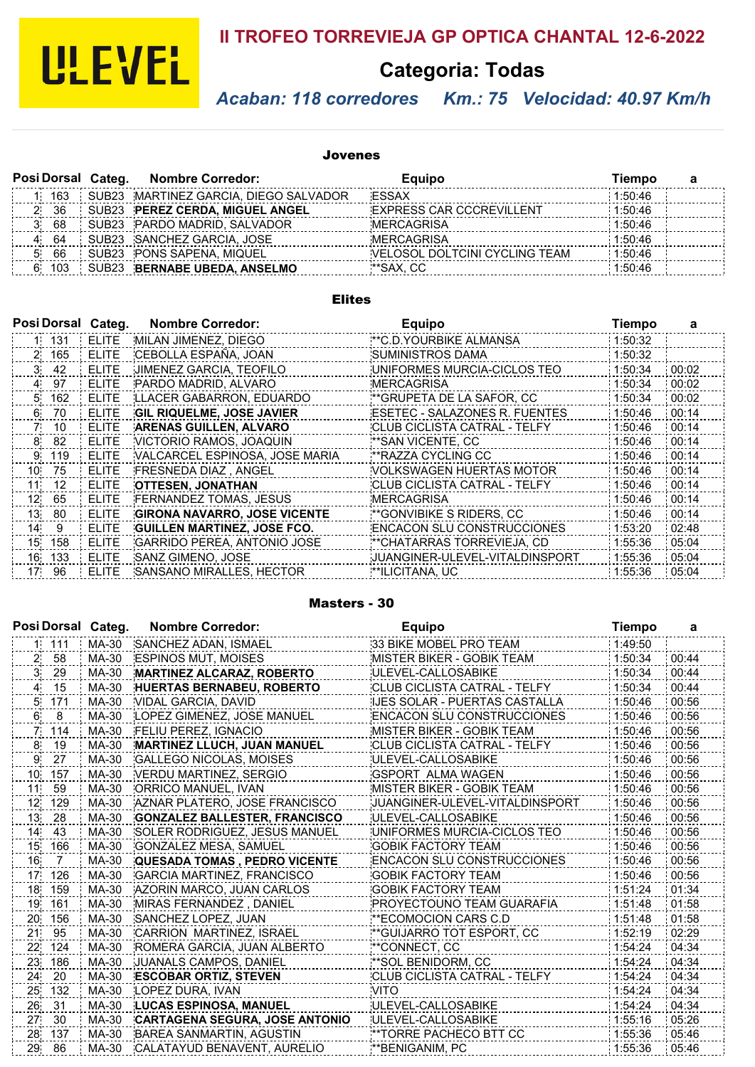ULEVEL

# II TROFEO TORREVIEJA GP OPTICA CHANTAL 12-6-2022

## Categoria: Todas

*Acaban: 118 corredores     Km.: 75   Velocidad: 40.97 Km/h*

### Jovenes

| Posi | Dorsal | Categ. | Nombre Corredor: | Equipo | Tiempo | a |
|---|---|---|---|---|---|---|
| 1 | 163 | SUB23 | MARTINEZ GARCIA, DIEGO SALVADOR | ESSAX | 1:50:46 | |
| 2 | 36 | SUB23 | **PEREZ CERDA, MIGUEL ANGEL** | EXPRESS CAR CCCREVILLENT | 1:50:46 | |
| 3 | 68 | SUB23 | PARDO MADRID, SALVADOR | MERCAGRISA | 1:50:46 | |
| 4 | 64 | SUB23 | SANCHEZ GARCIA, JOSE | MERCAGRISA | 1:50:46 | |
| 5 | 66 | SUB23 | PONS SAPENA, MIQUEL | VELOSOL DOLTCINI CYCLING TEAM | 1:50:46 | |
| 6 | 103 | SUB23 | **BERNABE UBEDA, ANSELMO** | **SAX, CC | 1:50:46 | |

### Elites

| Posi | Dorsal | Categ. | Nombre Corredor: | Equipo | Tiempo | a |
|---|---|---|---|---|---|---|
| 1 | 131 | ELITE | MILAN JIMENEZ, DIEGO | **C.D.YOURBIKE ALMANSA | 1:50:32 | |
| 2 | 165 | ELITE | CEBOLLA ESPAÑA, JOAN | SUMINISTROS DAMA | 1:50:32 | |
| 3 | 42 | ELITE | JIMENEZ GARCIA, TEOFILO | UNIFORMES MURCIA-CICLOS TEO | 1:50:34 | 00:02 |
| 4 | 97 | ELITE | PARDO MADRID, ALVARO | MERCAGRISA | 1:50:34 | 00:02 |
| 5 | 162 | ELITE | LLACER GABARRON, EDUARDO | **GRUPETA DE LA SAFOR, CC | 1:50:34 | 00:02 |
| 6 | 70 | ELITE | **GIL RIQUELME, JOSE JAVIER** | ESETEC - SALAZONES R. FUENTES | 1:50:46 | 00:14 |
| 7 | 10 | ELITE | **ARENAS GUILLEN, ALVARO** | CLUB CICLISTA CATRAL - TELFY | 1:50:46 | 00:14 |
| 8 | 82 | ELITE | VICTORIO RAMOS, JOAQUIN | **SAN VICENTE, CC | 1:50:46 | 00:14 |
| 9 | 119 | ELITE | VALCARCEL ESPINOSA, JOSE MARIA | **RAZZA CYCLING CC | 1:50:46 | 00:14 |
| 10 | 75 | ELITE | FRESNEDA DIAZ , ANGEL | VOLKSWAGEN HUERTAS MOTOR | 1:50:46 | 00:14 |
| 11 | 12 | ELITE | **OTTESEN, JONATHAN** | CLUB CICLISTA CATRAL - TELFY | 1:50:46 | 00:14 |
| 12 | 65 | ELITE | FERNANDEZ TOMAS, JESUS | MERCAGRISA | 1:50:46 | 00:14 |
| 13 | 80 | ELITE | **GIRONA NAVARRO, JOSE VICENTE** | **GONVIBIKE S RIDERS, CC | 1:50:46 | 00:14 |
| 14 | 9 | ELITE | **GUILLEN MARTINEZ, JOSE FCO.** | ENCACON SLU CONSTRUCCIONES | 1:53:20 | 02:48 |
| 15 | 158 | ELITE | GARRIDO PEREA, ANTONIO JOSE | **CHATARRAS TORREVIEJA, CD | 1:55:36 | 05:04 |
| 16 | 133 | ELITE | SANZ GIMENO, JOSE | JUANGINER-ULEVEL-VITALDINSPORT | 1:55:36 | 05:04 |
| 17 | 96 | ELITE | SANSANO MIRALLES, HECTOR | **ILICITANA, UC | 1:55:36 | 05:04 |

### Masters - 30

| Posi | Dorsal | Categ. | Nombre Corredor: | Equipo | Tiempo | a |
|---|---|---|---|---|---|---|
| 1 | 111 | MA-30 | SANCHEZ ADAN, ISMAEL | 33 BIKE MOBEL PRO TEAM | 1:49:50 | |
| 2 | 58 | MA-30 | ESPINOS MUT, MOISES | MISTER BIKER - GOBIK TEAM | 1:50:34 | 00:44 |
| 3 | 29 | MA-30 | **MARTINEZ ALCARAZ, ROBERTO** | ULEVEL-CALLOSABIKE | 1:50:34 | 00:44 |
| 4 | 15 | MA-30 | **HUERTAS BERNABEU, ROBERTO** | CLUB CICLISTA CATRAL - TELFY | 1:50:34 | 00:44 |
| 5 | 171 | MA-30 | VIDAL GARCIA, DAVID | IJES SOLAR - PUERTAS CASTALLA | 1:50:46 | 00:56 |
| 6 | 8 | MA-30 | LOPEZ GIMENEZ, JOSE MANUEL | ENCACON SLU CONSTRUCCIONES | 1:50:46 | 00:56 |
| 7 | 114 | MA-30 | FELIU PEREZ, IGNACIO | MISTER BIKER - GOBIK TEAM | 1:50:46 | 00:56 |
| 8 | 19 | MA-30 | **MARTINEZ LLUCH, JUAN MANUEL** | CLUB CICLISTA CATRAL - TELFY | 1:50:46 | 00:56 |
| 9 | 27 | MA-30 | GALLEGO NICOLAS, MOISES | ULEVEL-CALLOSABIKE | 1:50:46 | 00:56 |
| 10 | 157 | MA-30 | VERDU MARTINEZ, SERGIO | GSPORT  ALMA WAGEN | 1:50:46 | 00:56 |
| 11 | 59 | MA-30 | ORRICO MANUEL, IVAN | MISTER BIKER - GOBIK TEAM | 1:50:46 | 00:56 |
| 12 | 129 | MA-30 | AZNAR PLATERO, JOSE FRANCISCO | JUANGINER-ULEVEL-VITALDINSPORT | 1:50:46 | 00:56 |
| 13 | 28 | MA-30 | **GONZALEZ BALLESTER, FRANCISCO** | ULEVEL-CALLOSABIKE | 1:50:46 | 00:56 |
| 14 | 43 | MA-30 | SOLER RODRIGUEZ, JESUS MANUEL | UNIFORMES MURCIA-CICLOS TEO | 1:50:46 | 00:56 |
| 15 | 166 | MA-30 | GONZALEZ MESA, SAMUEL | GOBIK FACTORY TEAM | 1:50:46 | 00:56 |
| 16 | 7 | MA-30 | **QUESADA TOMAS , PEDRO VICENTE** | ENCACON SLU CONSTRUCCIONES | 1:50:46 | 00:56 |
| 17 | 126 | MA-30 | GARCIA MARTINEZ, FRANCISCO | GOBIK FACTORY TEAM | 1:50:46 | 00:56 |
| 18 | 159 | MA-30 | AZORIN MARCO, JUAN CARLOS | GOBIK FACTORY TEAM | 1:51:24 | 01:34 |
| 19 | 161 | MA-30 | MIRAS FERNANDEZ , DANIEL | PROYECTOUNO TEAM GUARAFIA | 1:51:48 | 01:58 |
| 20 | 156 | MA-30 | SANCHEZ LOPEZ, JUAN | **ECOMOCION CARS C.D | 1:51:48 | 01:58 |
| 21 | 95 | MA-30 | CARRION  MARTINEZ, ISRAEL | **GUIJARRO TOT ESPORT, CC | 1:52:19 | 02:29 |
| 22 | 124 | MA-30 | ROMERA GARCIA, JUAN ALBERTO | **CONNECT, CC | 1:54:24 | 04:34 |
| 23 | 186 | MA-30 | JUANALS CAMPOS, DANIEL | **SOL BENIDORM, CC | 1:54:24 | 04:34 |
| 24 | 20 | MA-30 | **ESCOBAR ORTIZ, STEVEN** | CLUB CICLISTA CATRAL - TELFY | 1:54:24 | 04:34 |
| 25 | 132 | MA-30 | LOPEZ DURA, IVAN | VITO | 1:54:24 | 04:34 |
| 26 | 31 | MA-30 | **LUCAS ESPINOSA, MANUEL** | ULEVEL-CALLOSABIKE | 1:54:24 | 04:34 |
| 27 | 30 | MA-30 | **CARTAGENA SEGURA, JOSE ANTONIO** | ULEVEL-CALLOSABIKE | 1:55:16 | 05:26 |
| 28 | 137 | MA-30 | BAREA SANMARTIN, AGUSTIN | **TORRE PACHECO BTT CC | 1:55:36 | 05:46 |
| 29 | 86 | MA-30 | CALATAYUD BENAVENT, AURELIO | **BENIGANIM, PC | 1:55:36 | 05:46 |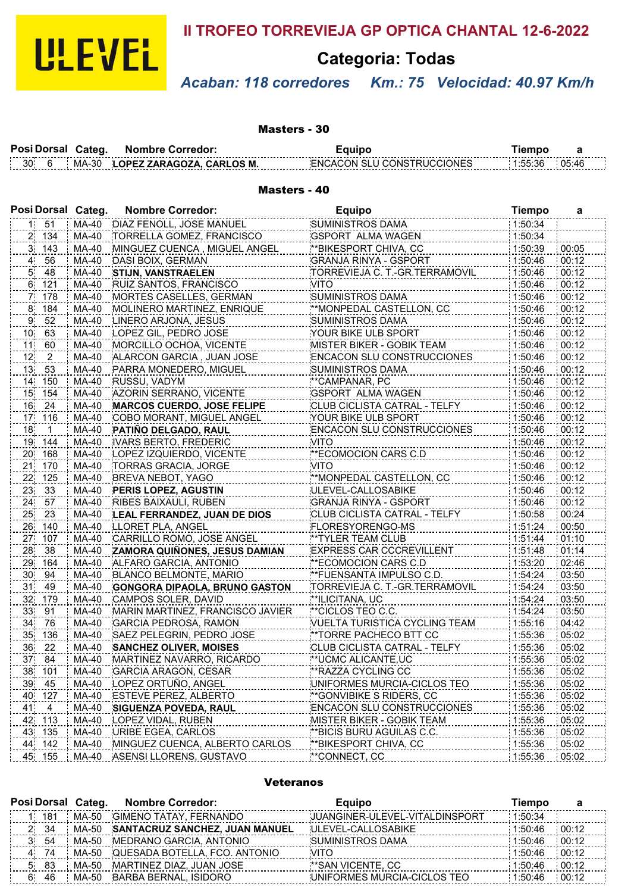ULEVEL

# II TROFEO TORREVIEJA GP OPTICA CHANTAL 12-6-2022

## Categoria: Todas

***Acaban: 118 corredores Km.: 75 Velocidad: 40.97 Km/h***

### Masters - 30

| Posi | Dorsal | Categ. | Nombre Corredor: | Equipo | Tiempo | a |
|---|---|---|---|---|---|---|
| 30 | 6 | MA-30 | **LOPEZ ZARAGOZA, CARLOS M.** | ENCACON SLU CONSTRUCCIONES | 1:55:36 | 05:46 |

### Masters - 40

| Posi | Dorsal | Categ. | Nombre Corredor: | Equipo | Tiempo | a |
|---|---|---|---|---|---|---|
| 1 | 51 | MA-40 | DIAZ FENOLL, JOSE MANUEL | SUMINISTROS DAMA | 1:50:34 | |
| 2 | 134 | MA-40 | TORRELLA GOMEZ, FRANCISCO | GSPORT ALMA WAGEN | 1:50:34 | |
| 3 | 143 | MA-40 | MINGUEZ CUENCA , MIGUEL ANGEL | **BIKESPORT CHIVA, CC | 1:50:39 | 00:05 |
| 4 | 56 | MA-40 | DASI BOIX, GERMAN | GRANJA RINYA - GSPORT | 1:50:46 | 00:12 |
| 5 | 48 | MA-40 | **STIJN, VANSTRAELEN** | TORREVIEJA C. T.-GR.TERRAMOVIL | 1:50:46 | 00:12 |
| 6 | 121 | MA-40 | RUIZ SANTOS, FRANCISCO | VITO | 1:50:46 | 00:12 |
| 7 | 178 | MA-40 | MORTES CASELLES, GERMAN | SUMINISTROS DAMA | 1:50:46 | 00:12 |
| 8 | 184 | MA-40 | MOLINERO MARTINEZ, ENRIQUE | **MONPEDAL CASTELLON, CC | 1:50:46 | 00:12 |
| 9 | 52 | MA-40 | LINERO ARJONA, JESUS | SUMINISTROS DAMA | 1:50:46 | 00:12 |
| 10 | 63 | MA-40 | LOPEZ GIL, PEDRO JOSE | YOUR BIKE ULB SPORT | 1:50:46 | 00:12 |
| 11 | 60 | MA-40 | MORCILLO OCHOA, VICENTE | MISTER BIKER - GOBIK TEAM | 1:50:46 | 00:12 |
| 12 | 2 | MA-40 | ALARCON GARCIA , JUAN JOSE | ENCACON SLU CONSTRUCCIONES | 1:50:46 | 00:12 |
| 13 | 53 | MA-40 | PARRA MONEDERO, MIGUEL | SUMINISTROS DAMA | 1:50:46 | 00:12 |
| 14 | 150 | MA-40 | RUSSU, VADYM | **CAMPANAR, PC | 1:50:46 | 00:12 |
| 15 | 154 | MA-40 | AZORIN SERRANO, VICENTE | GSPORT ALMA WAGEN | 1:50:46 | 00:12 |
| 16 | 24 | MA-40 | **MARCOS CUERDO, JOSE FELIPE** | CLUB CICLISTA CATRAL - TELFY | 1:50:46 | 00:12 |
| 17 | 116 | MA-40 | COBO MORANT, MIGUEL ANGEL | YOUR BIKE ULB SPORT | 1:50:46 | 00:12 |
| 18 | 1 | MA-40 | **PATIÑO DELGADO, RAUL** | ENCACON SLU CONSTRUCCIONES | 1:50:46 | 00:12 |
| 19 | 144 | MA-40 | IVARS BERTO, FREDERIC | VITO | 1:50:46 | 00:12 |
| 20 | 168 | MA-40 | LOPEZ IZQUIERDO, VICENTE | **ECOMOCION CARS C.D | 1:50:46 | 00:12 |
| 21 | 170 | MA-40 | TORRAS GRACIA, JORGE | VITO | 1:50:46 | 00:12 |
| 22 | 125 | MA-40 | BREVA NEBOT, YAGO | **MONPEDAL CASTELLON, CC | 1:50:46 | 00:12 |
| 23 | 33 | MA-40 | **PERIS LOPEZ, AGUSTIN** | ULEVEL-CALLOSABIKE | 1:50:46 | 00:12 |
| 24 | 57 | MA-40 | RIBES BAIXAULI, RUBEN | GRANJA RINYA - GSPORT | 1:50:46 | 00:12 |
| 25 | 23 | MA-40 | **LEAL FERRANDEZ, JUAN DE DIOS** | CLUB CICLISTA CATRAL - TELFY | 1:50:58 | 00:24 |
| 26 | 140 | MA-40 | LLORET PLA, ANGEL | FLORESYORENGO-MS | 1:51:24 | 00:50 |
| 27 | 107 | MA-40 | CARRILLO ROMO, JOSE ANGEL | **TYLER TEAM CLUB | 1:51:44 | 01:10 |
| 28 | 38 | MA-40 | **ZAMORA QUIÑONES, JESUS DAMIAN** | EXPRESS CAR CCCREVILLENT | 1:51:48 | 01:14 |
| 29 | 164 | MA-40 | ALFARO GARCIA, ANTONIO | **ECOMOCION CARS C.D | 1:53:20 | 02:46 |
| 30 | 94 | MA-40 | BLANCO BELMONTE, MARIO | **FUENSANTA IMPULSO C.D. | 1:54:24 | 03:50 |
| 31 | 49 | MA-40 | **GONGORA DIPAOLA, BRUNO GASTON** | TORREVIEJA C. T.-GR.TERRAMOVIL | 1:54:24 | 03:50 |
| 32 | 179 | MA-40 | CAMPOS SOLER, DAVID | **ILICITANA, UC | 1:54:24 | 03:50 |
| 33 | 91 | MA-40 | MARIN MARTINEZ, FRANCISCO JAVIER | **CICLOS TEO C.C. | 1:54:24 | 03:50 |
| 34 | 76 | MA-40 | GARCIA PEDROSA, RAMON | VUELTA TURISTICA CYCLING TEAM | 1:55:16 | 04:42 |
| 35 | 136 | MA-40 | SAEZ PELEGRIN, PEDRO JOSE | **TORRE PACHECO BTT CC | 1:55:36 | 05:02 |
| 36 | 22 | MA-40 | **SANCHEZ OLIVER, MOISES** | CLUB CICLISTA CATRAL - TELFY | 1:55:36 | 05:02 |
| 37 | 84 | MA-40 | MARTINEZ NAVARRO, RICARDO | **UCMC ALICANTE,UC | 1:55:36 | 05:02 |
| 38 | 101 | MA-40 | GARCIA ARAGON, CESAR | **RAZZA CYCLING CC | 1:55:36 | 05:02 |
| 39 | 45 | MA-40 | LOPEZ ORTUÑO, ANGEL | UNIFORMES MURCIA-CICLOS TEO | 1:55:36 | 05:02 |
| 40 | 127 | MA-40 | ESTEVE PEREZ, ALBERTO | **GONVIBIKE S RIDERS, CC | 1:55:36 | 05:02 |
| 41 | 4 | MA-40 | **SIGUENZA POVEDA, RAUL** | ENCACON SLU CONSTRUCCIONES | 1:55:36 | 05:02 |
| 42 | 113 | MA-40 | LOPEZ VIDAL, RUBEN | MISTER BIKER - GOBIK TEAM | 1:55:36 | 05:02 |
| 43 | 135 | MA-40 | URIBE EGEA, CARLOS | **BICIS BURU AGUILAS C.C. | 1:55:36 | 05:02 |
| 44 | 142 | MA-40 | MINGUEZ CUENCA, ALBERTO CARLOS | **BIKESPORT CHIVA, CC | 1:55:36 | 05:02 |
| 45 | 155 | MA-40 | ASENSI LLORENS, GUSTAVO | **CONNECT, CC | 1:55:36 | 05:02 |

### Veteranos

| Posi | Dorsal | Categ. | Nombre Corredor: | Equipo | Tiempo | a |
|---|---|---|---|---|---|---|
| 1 | 181 | MA-50 | GIMENO TATAY, FERNANDO | JUANGINER-ULEVEL-VITALDINSPORT | 1:50:34 | |
| 2 | 34 | MA-50 | **SANTACRUZ SANCHEZ, JUAN MANUEL** | ULEVEL-CALLOSABIKE | 1:50:46 | 00:12 |
| 3 | 54 | MA-50 | MEDRANO GARCIA, ANTONIO | SUMINISTROS DAMA | 1:50:46 | 00:12 |
| 4 | 74 | MA-50 | QUESADA BOTELLA, FCO. ANTONIO | VITO | 1:50:46 | 00:12 |
| 5 | 83 | MA-50 | MARTINEZ DIAZ, JUAN JOSE | **SAN VICENTE, CC | 1:50:46 | 00:12 |
| 6 | 46 | MA-50 | BARBA BERNAL, ISIDORO | UNIFORMES MURCIA-CICLOS TEO | 1:50:46 | 00:12 |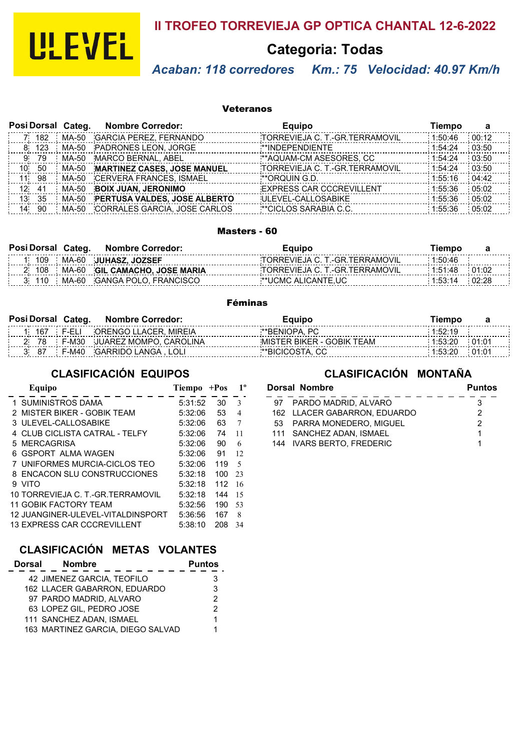ULEVEL

# II TROFEO TORREVIEJA GP OPTICA CHANTAL 12-6-2022

## Categoria: Todas

***Acaban: 118 corredores Km.: 75 Velocidad: 40.97 Km/h***

### Veteranos

| Posi | Dorsal | Categ. | Nombre Corredor: | Equipo | Tiempo | a |
|---|---|---|---|---|---|---|
| 7 | 182 | MA-50 | GARCIA PEREZ, FERNANDO | TORREVIEJA C. T.-GR.TERRAMOVIL | 1:50:46 | 00:12 |
| 8 | 123 | MA-50 | PADRONES LEON, JORGE | **INDEPENDIENTE | 1:54:24 | 03:50 |
| 9 | 79 | MA-50 | MARCO BERNAL, ABEL | **AQUAM-CM ASESORES, CC | 1:54:24 | 03:50 |
| 10 | 50 | MA-50 | **MARTINEZ CASES, JOSE MANUEL** | TORREVIEJA C. T.-GR.TERRAMOVIL | 1:54:24 | 03:50 |
| 11 | 98 | MA-50 | CERVERA FRANCES, ISMAEL | **ORQUIN G.D. | 1:55:16 | 04:42 |
| 12 | 41 | MA-50 | **BOIX JUAN, JERONIMO** | EXPRESS CAR CCCREVILLENT | 1:55:36 | 05:02 |
| 13 | 35 | MA-50 | **PERTUSA VALDES, JOSE ALBERTO** | ULEVEL-CALLOSABIKE | 1:55:36 | 05:02 |
| 14 | 90 | MA-50 | CORRALES GARCIA, JOSE CARLOS | **CICLOS SARABIA C.C. | 1:55:36 | 05:02 |

### Masters - 60

| Posi | Dorsal | Categ. | Nombre Corredor: | Equipo | Tiempo | a |
|---|---|---|---|---|---|---|
| 1 | 109 | MA-60 | **JUHASZ, JOZSEF** | TORREVIEJA C. T.-GR.TERRAMOVIL | 1:50:46 | |
| 2 | 108 | MA-60 | **GIL CAMACHO, JOSE MARIA** | TORREVIEJA C. T.-GR.TERRAMOVIL | 1:51:48 | 01:02 |
| 3 | 110 | MA-60 | GANGA POLO, FRANCISCO | **UCMC ALICANTE,UC | 1:53:14 | 02:28 |

### Féminas

| Posi | Dorsal | Categ. | Nombre Corredor: | Equipo | Tiempo | a |
|---|---|---|---|---|---|---|
| 1 | 167 | F-ELI | ORENGO LLACER, MIREIA | **BENIOPA, PC | 1:52:19 | |
| 2 | 78 | F-M30 | JUAREZ MOMPO, CAROLINA | MISTER BIKER - GOBIK TEAM | 1:53:20 | 01:01 |
| 3 | 87 | F-M40 | GARRIDO LANGA , LOLI | **BICICOSTA, CC | 1:53:20 | 01:01 |

## CLASIFICACIÓN EQUIPOS

| Equipo | Tiempo | +Pos | 1º |
|---|---|---|---|
| 1 SUMINISTROS DAMA | 5:31:52 | 30 | 3 |
| 2 MISTER BIKER - GOBIK TEAM | 5:32:06 | 53 | 4 |
| 3 ULEVEL-CALLOSABIKE | 5:32:06 | 63 | 7 |
| 4 CLUB CICLISTA CATRAL - TELFY | 5:32:06 | 74 | 11 |
| 5 MERCAGRISA | 5:32:06 | 90 | 6 |
| 6 GSPORT ALMA WAGEN | 5:32:06 | 91 | 12 |
| 7 UNIFORMES MURCIA-CICLOS TEO | 5:32:06 | 119 | 5 |
| 8 ENCACON SLU CONSTRUCCIONES | 5:32:18 | 100 | 23 |
| 9 VITO | 5:32:18 | 112 | 16 |
| 10 TORREVIEJA C. T.-GR.TERRAMOVIL | 5:32:18 | 144 | 15 |
| 11 GOBIK FACTORY TEAM | 5:32:56 | 190 | 53 |
| 12 JUANGINER-ULEVEL-VITALDINSPORT | 5:36:56 | 167 | 8 |
| 13 EXPRESS CAR CCCREVILLENT | 5:38:10 | 208 | 34 |

## CLASIFICACIÓN MONTAÑA

| Dorsal | Nombre | Puntos |
|---|---|---|
| 97 | PARDO MADRID, ALVARO | 3 |
| 162 | LLACER GABARRON, EDUARDO | 2 |
| 53 | PARRA MONEDERO, MIGUEL | 2 |
| 111 | SANCHEZ ADAN, ISMAEL | 1 |
| 144 | IVARS BERTO, FREDERIC | 1 |

## CLASIFICACIÓN METAS VOLANTES

| Dorsal | Nombre | Puntos |
|---|---|---|
| 42 | JIMENEZ GARCIA, TEOFILO | 3 |
| 162 | LLACER GABARRON, EDUARDO | 3 |
| 97 | PARDO MADRID, ALVARO | 2 |
| 63 | LOPEZ GIL, PEDRO JOSE | 2 |
| 111 | SANCHEZ ADAN, ISMAEL | 1 |
| 163 | MARTINEZ GARCIA, DIEGO SALVAD | 1 |